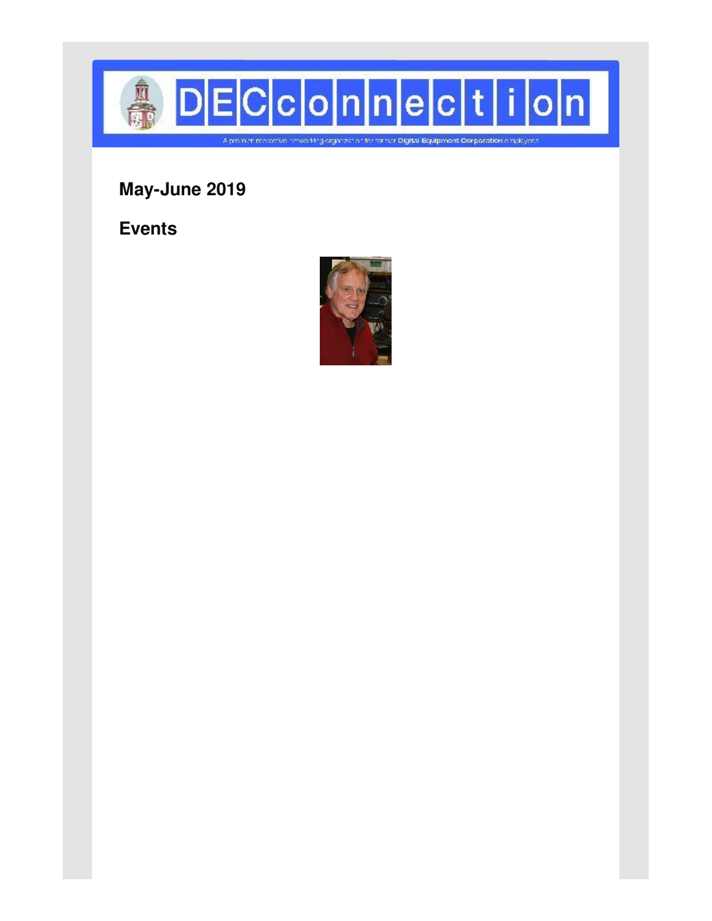# DECconnection

A premium members networking organization for former Digital Equipment Corporation employees

## May-June 2019

## Events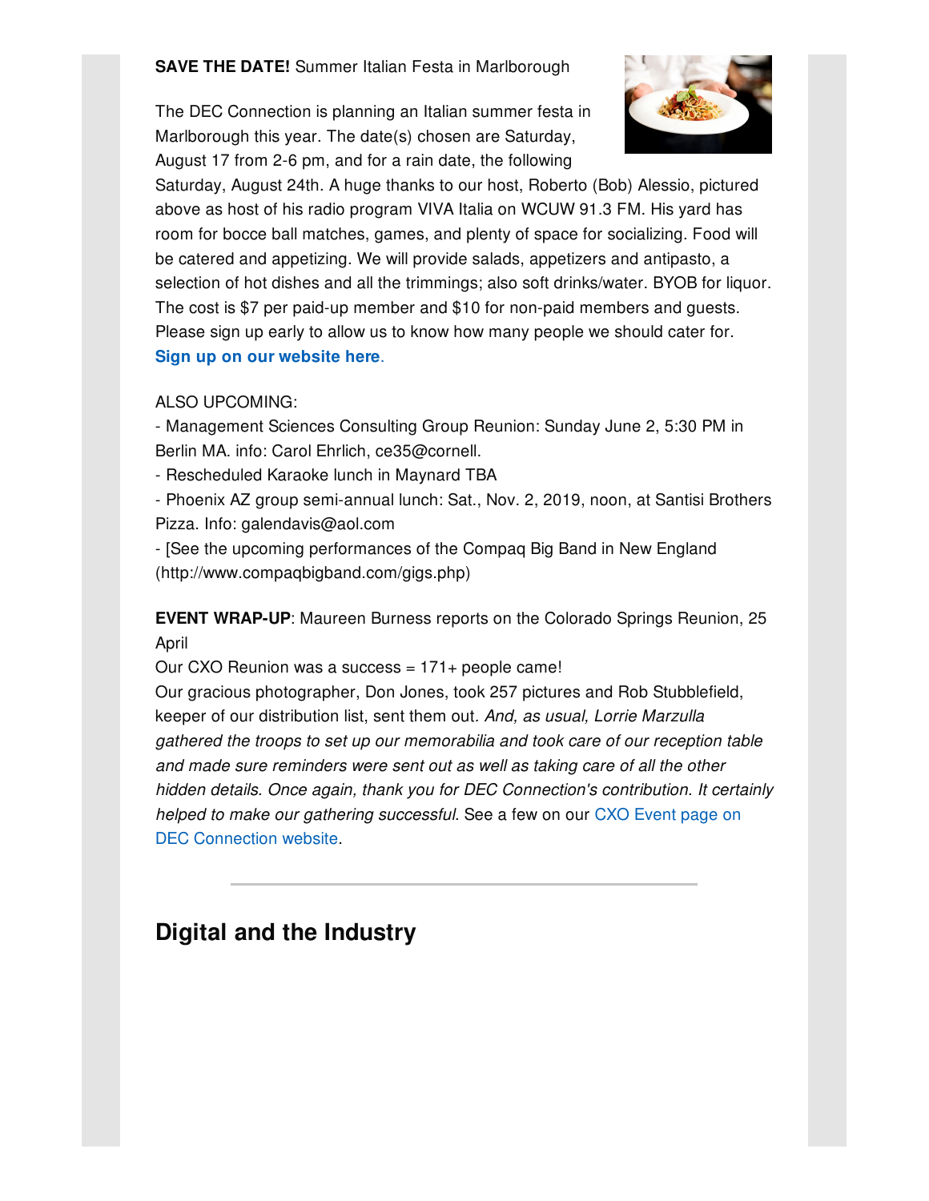**SAVE THE DATE!** Summer Italian Festa in Marlborough

The DEC Connection is planning an Italian summer festa in Marlborough this year. The date(s) chosen are Saturday, August 17 from 2-6 pm, and for a rain date, the following Saturday, August 24th. A huge thanks to our host, Roberto (Bob) Alessio, pictured above as host of his radio program VIVA Italia on WCUW 91.3 FM. His yard has room for bocce ball matches, games, and plenty of space for socializing. Food will be catered and appetizing. We will provide salads, appetizers and antipasto, a selection of hot dishes and all the trimmings; also soft drinks/water. BYOB for liquor. The cost is $7 per paid-up member and $10 for non-paid members and guests. Please sign up early to allow us to know how many people we should cater for. **Sign up on our website here**.

ALSO UPCOMING:

- Management Sciences Consulting Group Reunion: Sunday June 2, 5:30 PM in Berlin MA. info: Carol Ehrlich, ce35@cornell.
- Rescheduled Karaoke lunch in Maynard TBA
- Phoenix AZ group semi-annual lunch: Sat., Nov. 2, 2019, noon, at Santisi Brothers Pizza. Info: galendavis@aol.com
- [See the upcoming performances of the Compaq Big Band in New England (http://www.compaqbigband.com/gigs.php)

**EVENT WRAP-UP**: Maureen Burness reports on the Colorado Springs Reunion, 25 April

Our CXO Reunion was a success = 171+ people came!

Our gracious photographer, Don Jones, took 257 pictures and Rob Stubblefield, keeper of our distribution list, sent them out. *And, as usual, Lorrie Marzulla gathered the troops to set up our memorabilia and took care of our reception table and made sure reminders were sent out as well as taking care of all the other hidden details. Once again, thank you for DEC Connection's contribution. It certainly helped to make our gathering successful.* See a few on our CXO Event page on DEC Connection website.

---

## Digital and the Industry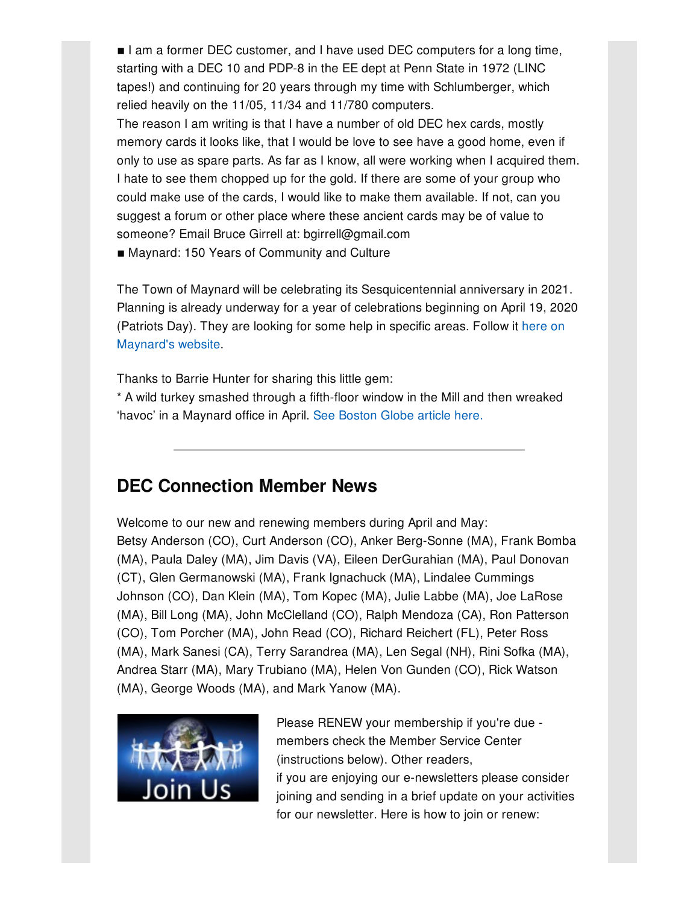■ I am a former DEC customer, and I have used DEC computers for a long time, starting with a DEC 10 and PDP-8 in the EE dept at Penn State in 1972 (LINC tapes!) and continuing for 20 years through my time with Schlumberger, which relied heavily on the 11/05, 11/34 and 11/780 computers.
The reason I am writing is that I have a number of old DEC hex cards, mostly memory cards it looks like, that I would be love to see have a good home, even if only to use as spare parts. As far as I know, all were working when I acquired them. I hate to see them chopped up for the gold. If there are some of your group who could make use of the cards, I would like to make them available. If not, can you suggest a forum or other place where these ancient cards may be of value to someone? Email Bruce Girrell at: bgirrell@gmail.com
■ Maynard: 150 Years of Community and Culture

The Town of Maynard will be celebrating its Sesquicentennial anniversary in 2021. Planning is already underway for a year of celebrations beginning on April 19, 2020 (Patriots Day). They are looking for some help in specific areas. Follow it here on Maynard's website.

Thanks to Barrie Hunter for sharing this little gem:
* A wild turkey smashed through a fifth-floor window in the Mill and then wreaked 'havoc' in a Maynard office in April. See Boston Globe article here.

---

## DEC Connection Member News

Welcome to our new and renewing members during April and May:
Betsy Anderson (CO), Curt Anderson (CO), Anker Berg-Sonne (MA), Frank Bomba (MA), Paula Daley (MA), Jim Davis (VA), Eileen DerGurahian (MA), Paul Donovan (CT), Glen Germanowski (MA), Frank Ignachuck (MA), Lindalee Cummings Johnson (CO), Dan Klein (MA), Tom Kopec (MA), Julie Labbe (MA), Joe LaRose (MA), Bill Long (MA), John McClelland (CO), Ralph Mendoza (CA), Ron Patterson (CO), Tom Porcher (MA), John Read (CO), Richard Reichert (FL), Peter Ross (MA), Mark Sanesi (CA), Terry Sarandrea (MA), Len Segal (NH), Rini Sofka (MA), Andrea Starr (MA), Mary Trubiano (MA), Helen Von Gunden (CO), Rick Watson (MA), George Woods (MA), and Mark Yanow (MA).

Join Us

Please RENEW your membership if you're due - members check the Member Service Center (instructions below). Other readers, if you are enjoying our e-newsletters please consider joining and sending in a brief update on your activities for our newsletter. Here is how to join or renew: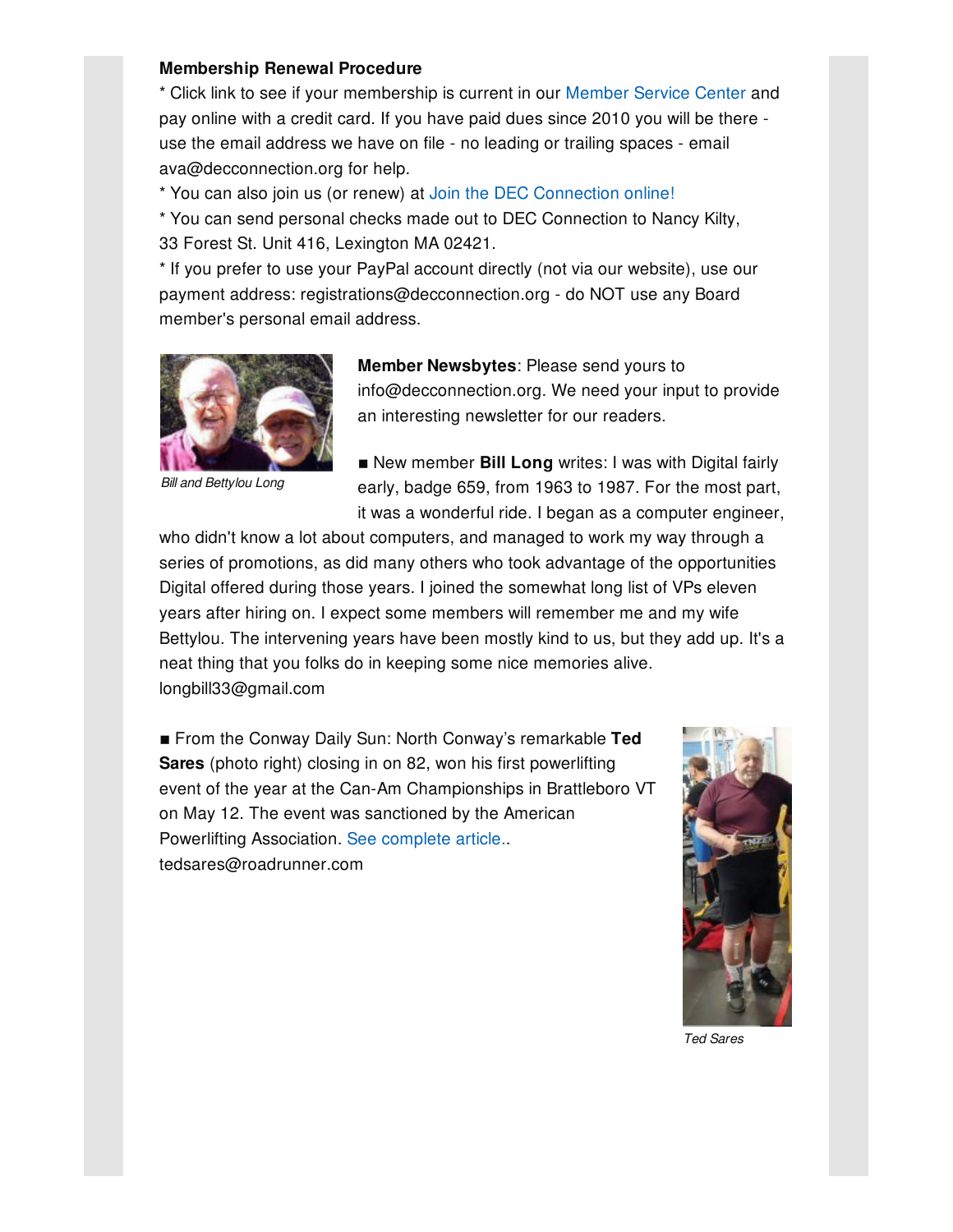**Membership Renewal Procedure**

* Click link to see if your membership is current in our Member Service Center and pay online with a credit card. If you have paid dues since 2010 you will be there - use the email address we have on file - no leading or trailing spaces - email ava@decconnection.org for help.

* You can also join us (or renew) at Join the DEC Connection online!

* You can send personal checks made out to DEC Connection to Nancy Kilty, 33 Forest St. Unit 416, Lexington MA 02421.

* If you prefer to use your PayPal account directly (not via our website), use our payment address: registrations@decconnection.org - do NOT use any Board member's personal email address.

*Bill and Bettylou Long*

**Member Newsbytes**: Please send yours to info@decconnection.org. We need your input to provide an interesting newsletter for our readers.

■ New member **Bill Long** writes: I was with Digital fairly early, badge 659, from 1963 to 1987. For the most part, it was a wonderful ride. I began as a computer engineer, who didn't know a lot about computers, and managed to work my way through a series of promotions, as did many others who took advantage of the opportunities Digital offered during those years. I joined the somewhat long list of VPs eleven years after hiring on. I expect some members will remember me and my wife Bettylou. The intervening years have been mostly kind to us, but they add up. It's a neat thing that you folks do in keeping some nice memories alive. longbill33@gmail.com

■ From the Conway Daily Sun: North Conway's remarkable **Ted Sares** (photo right) closing in on 82, won his first powerlifting event of the year at the Can-Am Championships in Brattleboro VT on May 12. The event was sanctioned by the American Powerlifting Association. See complete article.. tedsares@roadrunner.com

*Ted Sares*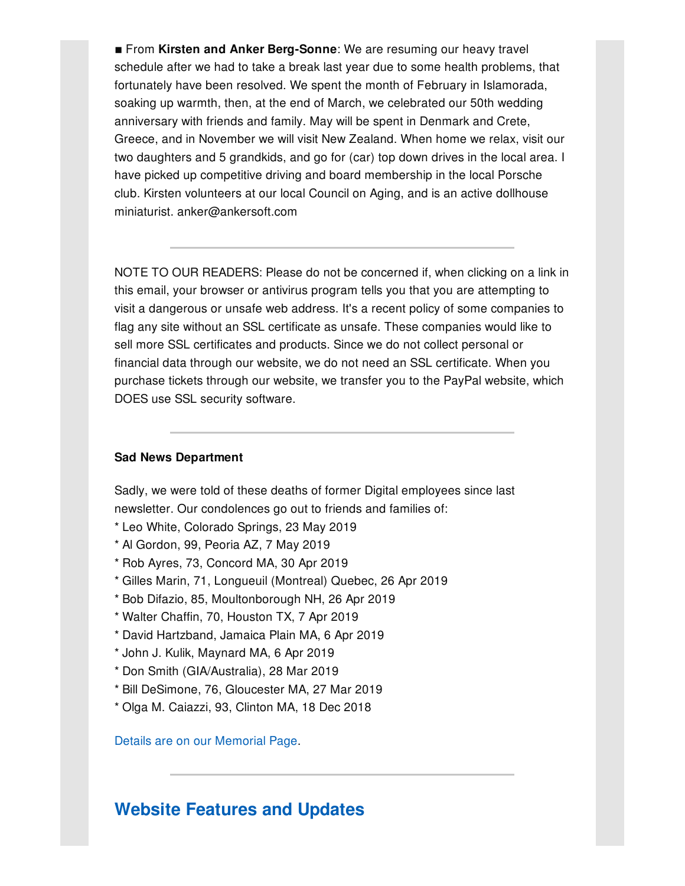■ From **Kirsten and Anker Berg-Sonne**: We are resuming our heavy travel schedule after we had to take a break last year due to some health problems, that fortunately have been resolved. We spent the month of February in Islamorada, soaking up warmth, then, at the end of March, we celebrated our 50th wedding anniversary with friends and family. May will be spent in Denmark and Crete, Greece, and in November we will visit New Zealand. When home we relax, visit our two daughters and 5 grandkids, and go for (car) top down drives in the local area. I have picked up competitive driving and board membership in the local Porsche club. Kirsten volunteers at our local Council on Aging, and is an active dollhouse miniaturist. anker@ankersoft.com

---

NOTE TO OUR READERS: Please do not be concerned if, when clicking on a link in this email, your browser or antivirus program tells you that you are attempting to visit a dangerous or unsafe web address. It's a recent policy of some companies to flag any site without an SSL certificate as unsafe. These companies would like to sell more SSL certificates and products. Since we do not collect personal or financial data through our website, we do not need an SSL certificate. When you purchase tickets through our website, we transfer you to the PayPal website, which DOES use SSL security software.

---

**Sad News Department**

Sadly, we were told of these deaths of former Digital employees since last newsletter. Our condolences go out to friends and families of:

* Leo White, Colorado Springs, 23 May 2019
* Al Gordon, 99, Peoria AZ, 7 May 2019
* Rob Ayres, 73, Concord MA, 30 Apr 2019
* Gilles Marin, 71, Longueuil (Montreal) Quebec, 26 Apr 2019
* Bob Difazio, 85, Moultonborough NH, 26 Apr 2019
* Walter Chaffin, 70, Houston TX, 7 Apr 2019
* David Hartzband, Jamaica Plain MA, 6 Apr 2019
* John J. Kulik, Maynard MA, 6 Apr 2019
* Don Smith (GIA/Australia), 28 Mar 2019
* Bill DeSimone, 76, Gloucester MA, 27 Mar 2019
* Olga M. Caiazzi, 93, Clinton MA, 18 Dec 2018

Details are on our Memorial Page.

---

## Website Features and Updates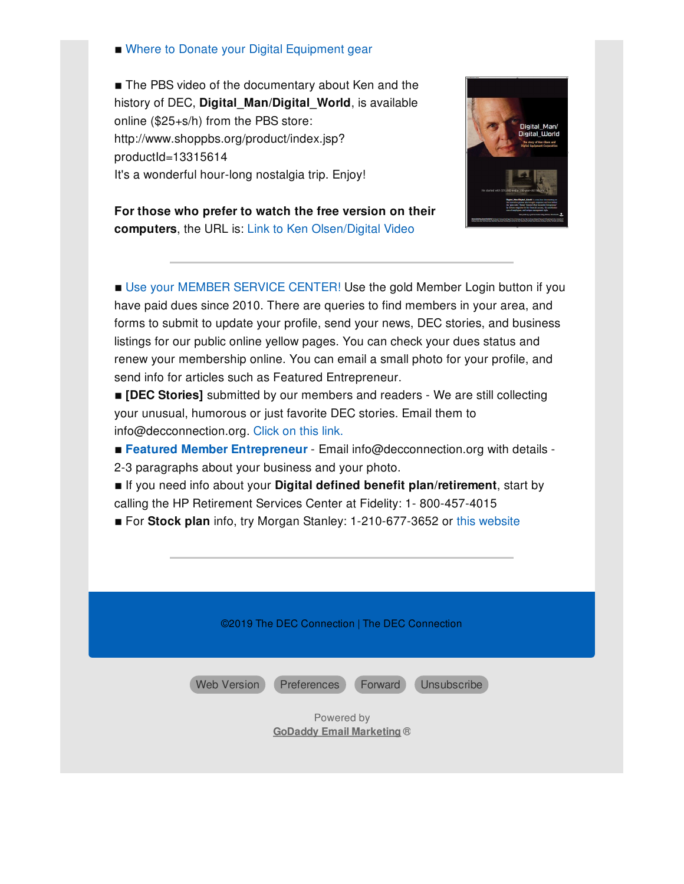■ Where to Donate your Digital Equipment gear

■ The PBS video of the documentary about Ken and the history of DEC, **Digital_Man/Digital_World**, is available online ($25+s/h) from the PBS store: http://www.shoppbs.org/product/index.jsp?productId=13315614
It's a wonderful hour-long nostalgia trip. Enjoy!

**For those who prefer to watch the free version on their computers**, the URL is: Link to Ken Olsen/Digital Video

---

■ Use your MEMBER SERVICE CENTER! Use the gold Member Login button if you have paid dues since 2010. There are queries to find members in your area, and forms to submit to update your profile, send your news, DEC stories, and business listings for our public online yellow pages. You can check your dues status and renew your membership online. You can email a small photo for your profile, and send info for articles such as Featured Entrepreneur.
■ **[DEC Stories]** submitted by our members and readers - We are still collecting your unusual, humorous or just favorite DEC stories. Email them to info@decconnection.org. Click on this link.
■ **Featured Member Entrepreneur** - Email info@decconnection.org with details - 2-3 paragraphs about your business and your photo.
■ If you need info about your **Digital defined benefit plan/retirement**, start by calling the HP Retirement Services Center at Fidelity: 1- 800-457-4015
■ For **Stock plan** info, try Morgan Stanley: 1-210-677-3652 or this website

---

©2019 The DEC Connection | The DEC Connection

Web Version Preferences Forward Unsubscribe

Powered by
GoDaddy Email Marketing ®